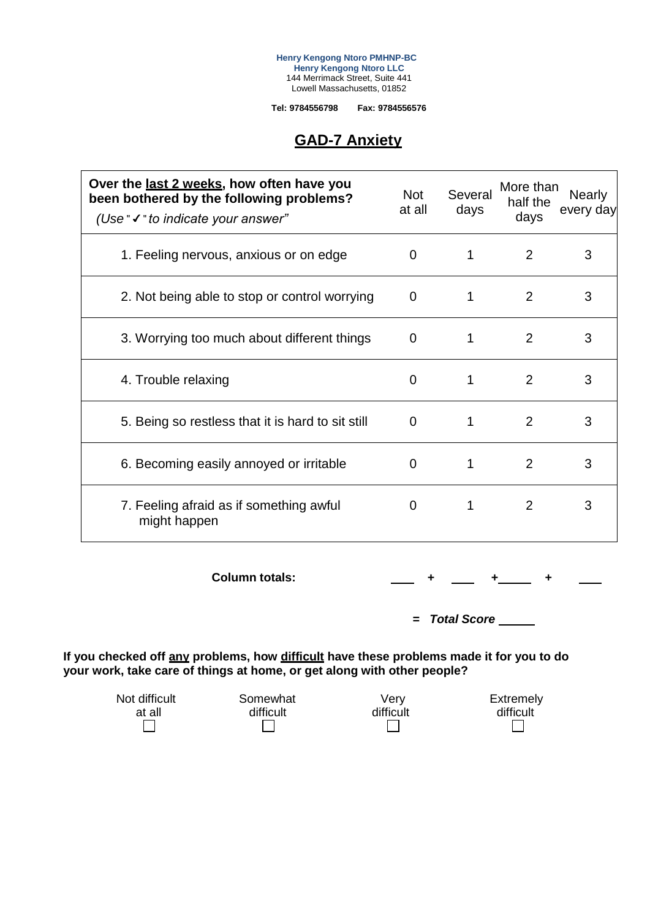**Henry Kengong Ntoro PMHNP-BC**
**Henry Kengong Ntoro LLC**
144 Merrimack Street, Suite 441
Lowell Massachusetts, 01852

**Tel: 9784556798** **Fax: 9784556576**

# GAD-7 Anxiety

| **Over the last 2 weeks, how often have you been bothered by the following problems?** *(Use "✓" to indicate your answer")* | Not at all | Several days | More than half the days | Nearly every day |
|---|---|---|---|---|
| 1. Feeling nervous, anxious or on edge | 0 | 1 | 2 | 3 |
| 2. Not being able to stop or control worrying | 0 | 1 | 2 | 3 |
| 3. Worrying too much about different things | 0 | 1 | 2 | 3 |
| 4. Trouble relaxing | 0 | 1 | 2 | 3 |
| 5. Being so restless that it is hard to sit still | 0 | 1 | 2 | 3 |
| 6. Becoming easily annoyed or irritable | 0 | 1 | 2 | 3 |
| 7. Feeling afraid as if something awful might happen | 0 | 1 | 2 | 3 |

**Column totals:** ___ + ___ + ___ + ___

= ***Total Score*** _____

**If you checked off any problems, how difficult have these problems made it for you to do your work, take care of things at home, or get along with other people?**

- Not difficult at all ☐
- Somewhat difficult ☐
- Very difficult ☐
- Extremely difficult ☐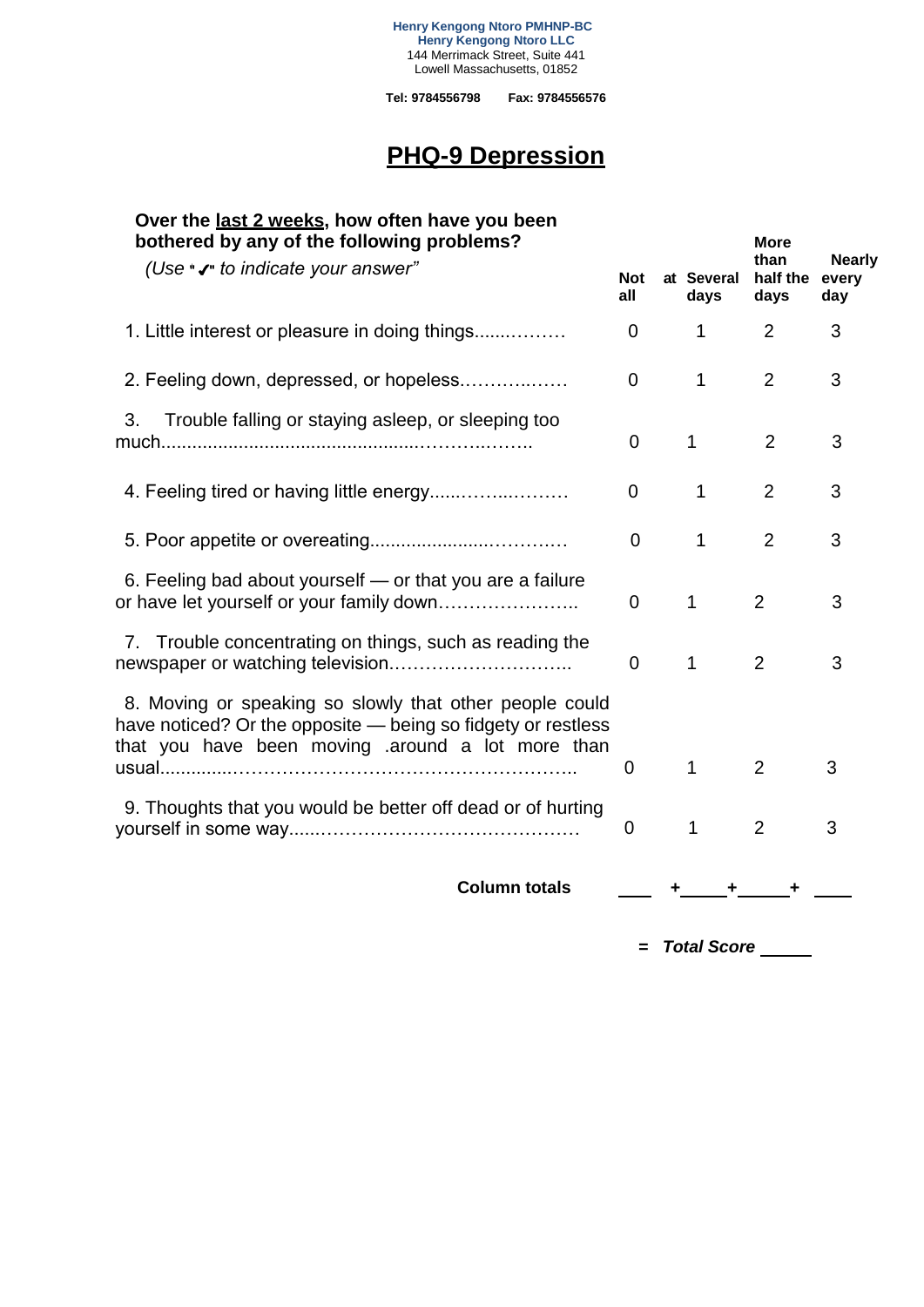**Henry Kengong Ntoro PMHNP-BC**
**Henry Kengong Ntoro LLC**
144 Merrimack Street, Suite 441
Lowell Massachusetts, 01852

**Tel: 9784556798** **Fax: 9784556576**

# PHQ-9 Depression

| **Over the <u>last 2 weeks</u>, how often have you been bothered by any of the following problems?** *(Use "✔" to indicate your answer")* | **Not at all** | **Several days** | **More than half the days** | **Nearly every day** |
|---|---|---|---|---|
| 1. Little interest or pleasure in doing things........……… | 0 | 1 | 2 | 3 |
| 2. Feeling down, depressed, or hopeless.………..…… | 0 | 1 | 2 | 3 |
| 3. Trouble falling or staying asleep, or sleeping too much.................................................………..…….. | 0 | 1 | 2 | 3 |
| 4. Feeling tired or having little energy.....……...……… | 0 | 1 | 2 | 3 |
| 5. Poor appetite or overeating.....................…………. | 0 | 1 | 2 | 3 |
| 6. Feeling bad about yourself — or that you are a failure or have let yourself or your family down………………….. | 0 | 1 | 2 | 3 |
| 7. Trouble concentrating on things, such as reading the newspaper or watching television……………………….. | 0 | 1 | 2 | 3 |
| 8. Moving or speaking so slowly that other people could have noticed? Or the opposite — being so fidgety or restless that you have been moving .around a lot more than usual.............……………………………………………….. | 0 | 1 | 2 | 3 |
| 9. Thoughts that you would be better off dead or of hurting yourself in some way.....…………………………………… | 0 | 1 | 2 | 3 |
| **Column totals** | ____ | **+** ____ | **+** ____ | **+** ____ |

**=** ***Total Score*** _____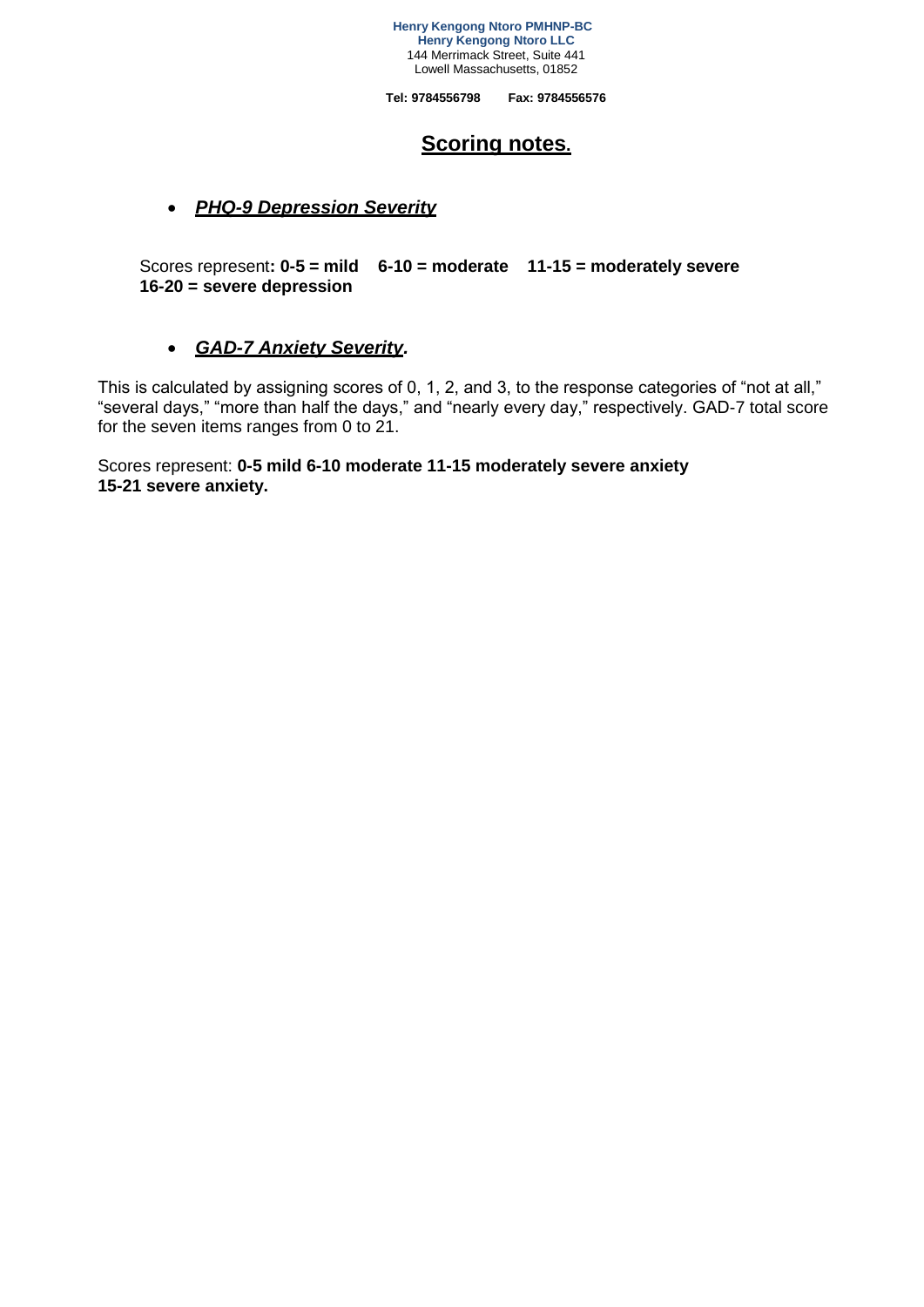**Henry Kengong Ntoro PMHNP-BC**
**Henry Kengong Ntoro LLC**
144 Merrimack Street, Suite 441
Lowell Massachusetts, 01852

**Tel: 9784556798 Fax: 9784556576**

# Scoring notes.

- ***PHQ-9 Depression Severity***

Scores represent**: 0-5 = mild 6-10 = moderate 11-15 = moderately severe 16-20 = severe depression**

- ***GAD-7 Anxiety Severity.***

This is calculated by assigning scores of 0, 1, 2, and 3, to the response categories of "not at all," "several days," "more than half the days," and "nearly every day," respectively. GAD-7 total score for the seven items ranges from 0 to 21.

Scores represent: **0-5 mild 6-10 moderate 11-15 moderately severe anxiety 15-21 severe anxiety.**